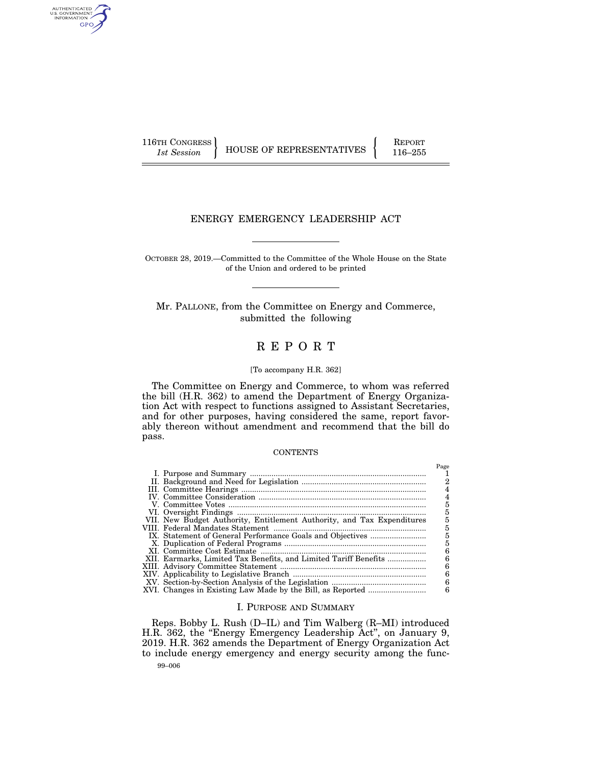116TH CONGRESS 1st Session | HOUSE OF REPRESENTATIVES | REPORT 116–255

# ENERGY EMERGENCY LEADERSHIP ACT

OCTOBER 28, 2019.—Committed to the Committee of the Whole House on the State of the Union and ordered to be printed

Mr. PALLONE, from the Committee on Energy and Commerce, submitted the following

# REPORT

[To accompany H.R. 362]

The Committee on Energy and Commerce, to whom was referred the bill (H.R. 362) to amend the Department of Energy Organization Act with respect to functions assigned to Assistant Secretaries, and for other purposes, having considered the same, report favorably thereon without amendment and recommend that the bill do pass.

CONTENTS

| | Page |
|---|---|
| I. Purpose and Summary | 1 |
| II. Background and Need for Legislation | 2 |
| III. Committee Hearings | 4 |
| IV. Committee Consideration | 4 |
| V. Committee Votes | 5 |
| VI. Oversight Findings | 5 |
| VII. New Budget Authority, Entitlement Authority, and Tax Expenditures | 5 |
| VIII. Federal Mandates Statement | 5 |
| IX. Statement of General Performance Goals and Objectives | 5 |
| X. Duplication of Federal Programs | 5 |
| XI. Committee Cost Estimate | 6 |
| XII. Earmarks, Limited Tax Benefits, and Limited Tariff Benefits | 6 |
| XIII. Advisory Committee Statement | 6 |
| XIV. Applicability to Legislative Branch | 6 |
| XV. Section-by-Section Analysis of the Legislation | 6 |
| XVI. Changes in Existing Law Made by the Bill, as Reported | 6 |

## I. PURPOSE AND SUMMARY

Reps. Bobby L. Rush (D–IL) and Tim Walberg (R–MI) introduced H.R. 362, the "Energy Emergency Leadership Act", on January 9, 2019. H.R. 362 amends the Department of Energy Organization Act to include energy emergency and energy security among the func-

99–006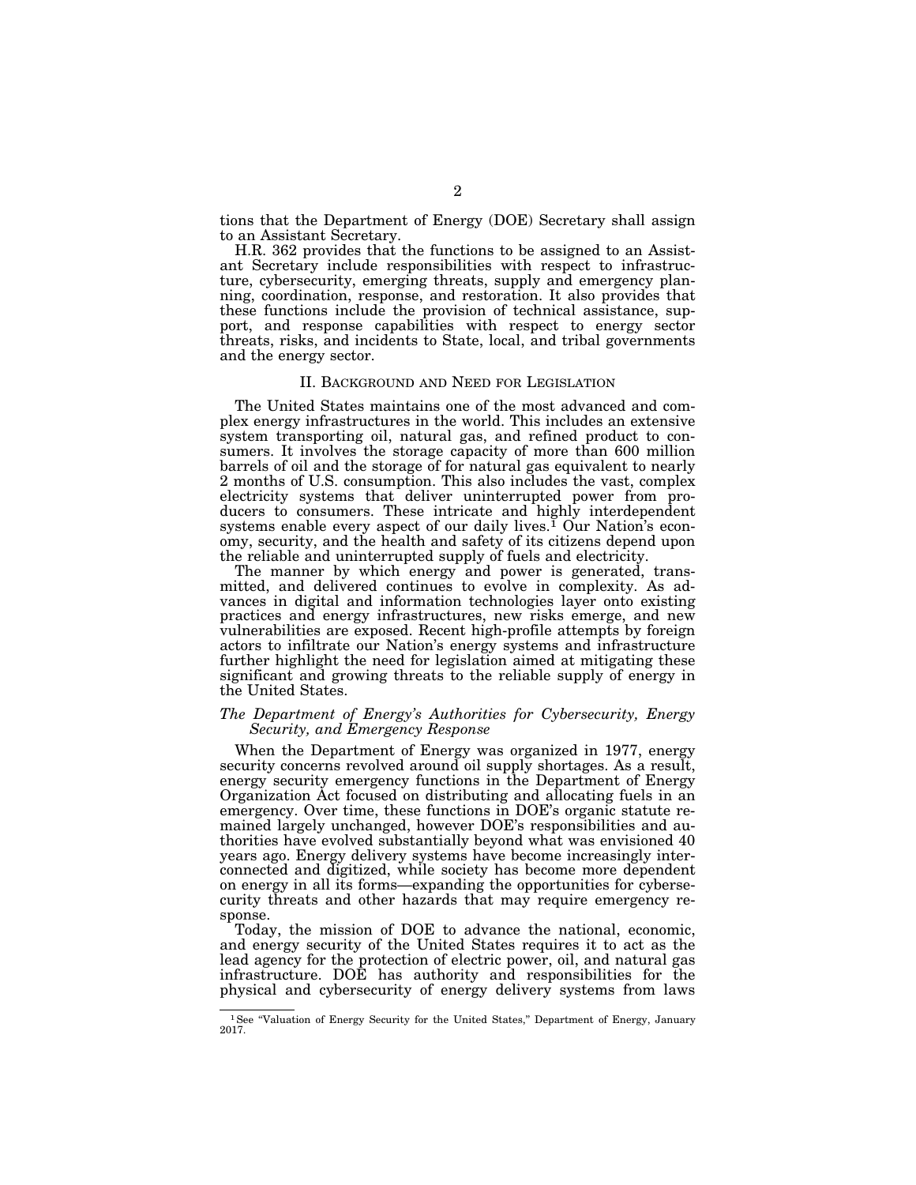tions that the Department of Energy (DOE) Secretary shall assign to an Assistant Secretary.

H.R. 362 provides that the functions to be assigned to an Assistant Secretary include responsibilities with respect to infrastructure, cybersecurity, emerging threats, supply and emergency planning, coordination, response, and restoration. It also provides that these functions include the provision of technical assistance, support, and response capabilities with respect to energy sector threats, risks, and incidents to State, local, and tribal governments and the energy sector.

## II. BACKGROUND AND NEED FOR LEGISLATION

The United States maintains one of the most advanced and complex energy infrastructures in the world. This includes an extensive system transporting oil, natural gas, and refined product to consumers. It involves the storage capacity of more than 600 million barrels of oil and the storage of for natural gas equivalent to nearly 2 months of U.S. consumption. This also includes the vast, complex electricity systems that deliver uninterrupted power from producers to consumers. These intricate and highly interdependent systems enable every aspect of our daily lives.[1] Our Nation's economy, security, and the health and safety of its citizens depend upon the reliable and uninterrupted supply of fuels and electricity.

The manner by which energy and power is generated, transmitted, and delivered continues to evolve in complexity. As advances in digital and information technologies layer onto existing practices and energy infrastructures, new risks emerge, and new vulnerabilities are exposed. Recent high-profile attempts by foreign actors to infiltrate our Nation's energy systems and infrastructure further highlight the need for legislation aimed at mitigating these significant and growing threats to the reliable supply of energy in the United States.

### *The Department of Energy's Authorities for Cybersecurity, Energy Security, and Emergency Response*

When the Department of Energy was organized in 1977, energy security concerns revolved around oil supply shortages. As a result, energy security emergency functions in the Department of Energy Organization Act focused on distributing and allocating fuels in an emergency. Over time, these functions in DOE's organic statute remained largely unchanged, however DOE's responsibilities and authorities have evolved substantially beyond what was envisioned 40 years ago. Energy delivery systems have become increasingly interconnected and digitized, while society has become more dependent on energy in all its forms—expanding the opportunities for cybersecurity threats and other hazards that may require emergency response.

Today, the mission of DOE to advance the national, economic, and energy security of the United States requires it to act as the lead agency for the protection of electric power, oil, and natural gas infrastructure. DOE has authority and responsibilities for the physical and cybersecurity of energy delivery systems from laws

[1] See "Valuation of Energy Security for the United States," Department of Energy, January 2017.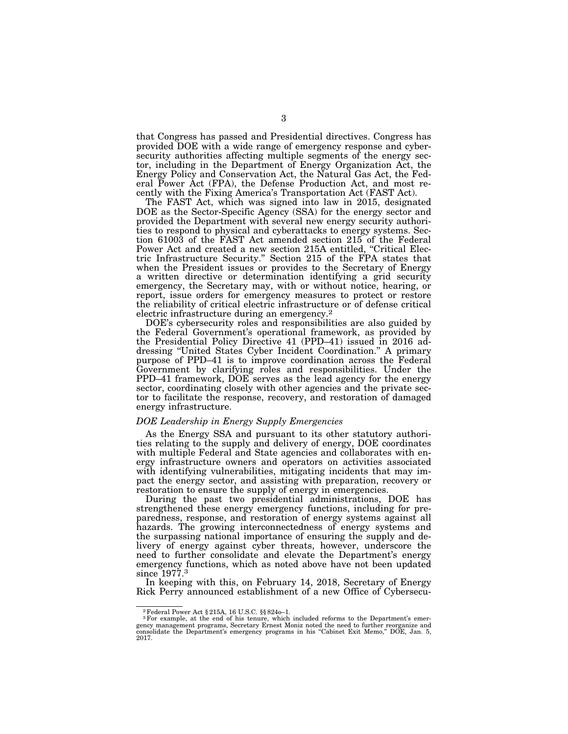that Congress has passed and Presidential directives. Congress has provided DOE with a wide range of emergency response and cybersecurity authorities affecting multiple segments of the energy sector, including in the Department of Energy Organization Act, the Energy Policy and Conservation Act, the Natural Gas Act, the Federal Power Act (FPA), the Defense Production Act, and most recently with the Fixing America's Transportation Act (FAST Act).

The FAST Act, which was signed into law in 2015, designated DOE as the Sector-Specific Agency (SSA) for the energy sector and provided the Department with several new energy security authorities to respond to physical and cyberattacks to energy systems. Section 61003 of the FAST Act amended section 215 of the Federal Power Act and created a new section 215A entitled, "Critical Electric Infrastructure Security." Section 215 of the FPA states that when the President issues or provides to the Secretary of Energy a written directive or determination identifying a grid security emergency, the Secretary may, with or without notice, hearing, or report, issue orders for emergency measures to protect or restore the reliability of critical electric infrastructure or of defense critical electric infrastructure during an emergency.[2]

DOE's cybersecurity roles and responsibilities are also guided by the Federal Government's operational framework, as provided by the Presidential Policy Directive 41 (PPD–41) issued in 2016 addressing "United States Cyber Incident Coordination." A primary purpose of PPD–41 is to improve coordination across the Federal Government by clarifying roles and responsibilities. Under the PPD–41 framework, DOE serves as the lead agency for the energy sector, coordinating closely with other agencies and the private sector to facilitate the response, recovery, and restoration of damaged energy infrastructure.

*DOE Leadership in Energy Supply Emergencies*

As the Energy SSA and pursuant to its other statutory authorities relating to the supply and delivery of energy, DOE coordinates with multiple Federal and State agencies and collaborates with energy infrastructure owners and operators on activities associated with identifying vulnerabilities, mitigating incidents that may impact the energy sector, and assisting with preparation, recovery or restoration to ensure the supply of energy in emergencies.

During the past two presidential administrations, DOE has strengthened these energy emergency functions, including for preparedness, response, and restoration of energy systems against all hazards. The growing interconnectedness of energy systems and the surpassing national importance of ensuring the supply and delivery of energy against cyber threats, however, underscore the need to further consolidate and elevate the Department's energy emergency functions, which as noted above have not been updated since 1977.[3]

In keeping with this, on February 14, 2018, Secretary of Energy Rick Perry announced establishment of a new Office of Cybersecu-

[2] Federal Power Act § 215A, 16 U.S.C. §§ 824o–1.

[3] For example, at the end of his tenure, which included reforms to the Department's emergency management programs, Secretary Ernest Moniz noted the need to further reorganize and consolidate the Department's emergency programs in his "Cabinet Exit Memo," DOE, Jan. 5, 2017.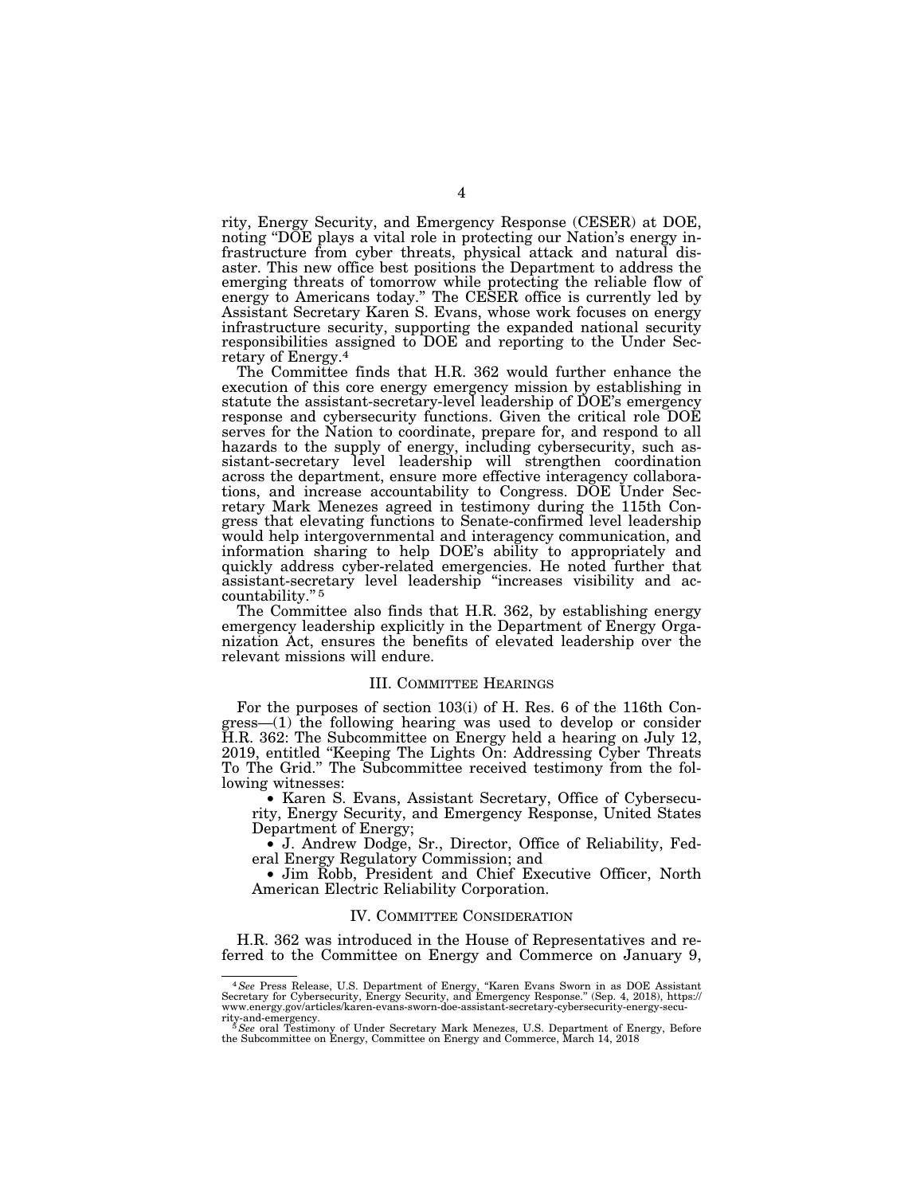rity, Energy Security, and Emergency Response (CESER) at DOE, noting "DOE plays a vital role in protecting our Nation's energy infrastructure from cyber threats, physical attack and natural disaster. This new office best positions the Department to address the emerging threats of tomorrow while protecting the reliable flow of energy to Americans today." The CESER office is currently led by Assistant Secretary Karen S. Evans, whose work focuses on energy infrastructure security, supporting the expanded national security responsibilities assigned to DOE and reporting to the Under Secretary of Energy.[4]

The Committee finds that H.R. 362 would further enhance the execution of this core energy emergency mission by establishing in statute the assistant-secretary-level leadership of DOE's emergency response and cybersecurity functions. Given the critical role DOE serves for the Nation to coordinate, prepare for, and respond to all hazards to the supply of energy, including cybersecurity, such assistant-secretary level leadership will strengthen coordination across the department, ensure more effective interagency collaborations, and increase accountability to Congress. DOE Under Secretary Mark Menezes agreed in testimony during the 115th Congress that elevating functions to Senate-confirmed level leadership would help intergovernmental and interagency communication, and information sharing to help DOE's ability to appropriately and quickly address cyber-related emergencies. He noted further that assistant-secretary level leadership "increases visibility and accountability."[5]

The Committee also finds that H.R. 362, by establishing energy emergency leadership explicitly in the Department of Energy Organization Act, ensures the benefits of elevated leadership over the relevant missions will endure.

## III. Committee Hearings

For the purposes of section 103(i) of H. Res. 6 of the 116th Congress—(1) the following hearing was used to develop or consider H.R. 362: The Subcommittee on Energy held a hearing on July 12, 2019, entitled "Keeping The Lights On: Addressing Cyber Threats To The Grid." The Subcommittee received testimony from the following witnesses:

- Karen S. Evans, Assistant Secretary, Office of Cybersecurity, Energy Security, and Emergency Response, United States Department of Energy;
- J. Andrew Dodge, Sr., Director, Office of Reliability, Federal Energy Regulatory Commission; and
- Jim Robb, President and Chief Executive Officer, North American Electric Reliability Corporation.

## IV. Committee Consideration

H.R. 362 was introduced in the House of Representatives and referred to the Committee on Energy and Commerce on January 9,

---

[4] *See* Press Release, U.S. Department of Energy, "Karen Evans Sworn in as DOE Assistant Secretary for Cybersecurity, Energy Security, and Emergency Response." (Sep. 4, 2018), https://www.energy.gov/articles/karen-evans-sworn-doe-assistant-secretary-cybersecurity-energy-security-and-emergency.

[5] *See* oral Testimony of Under Secretary Mark Menezes, U.S. Department of Energy, Before the Subcommittee on Energy, Committee on Energy and Commerce, March 14, 2018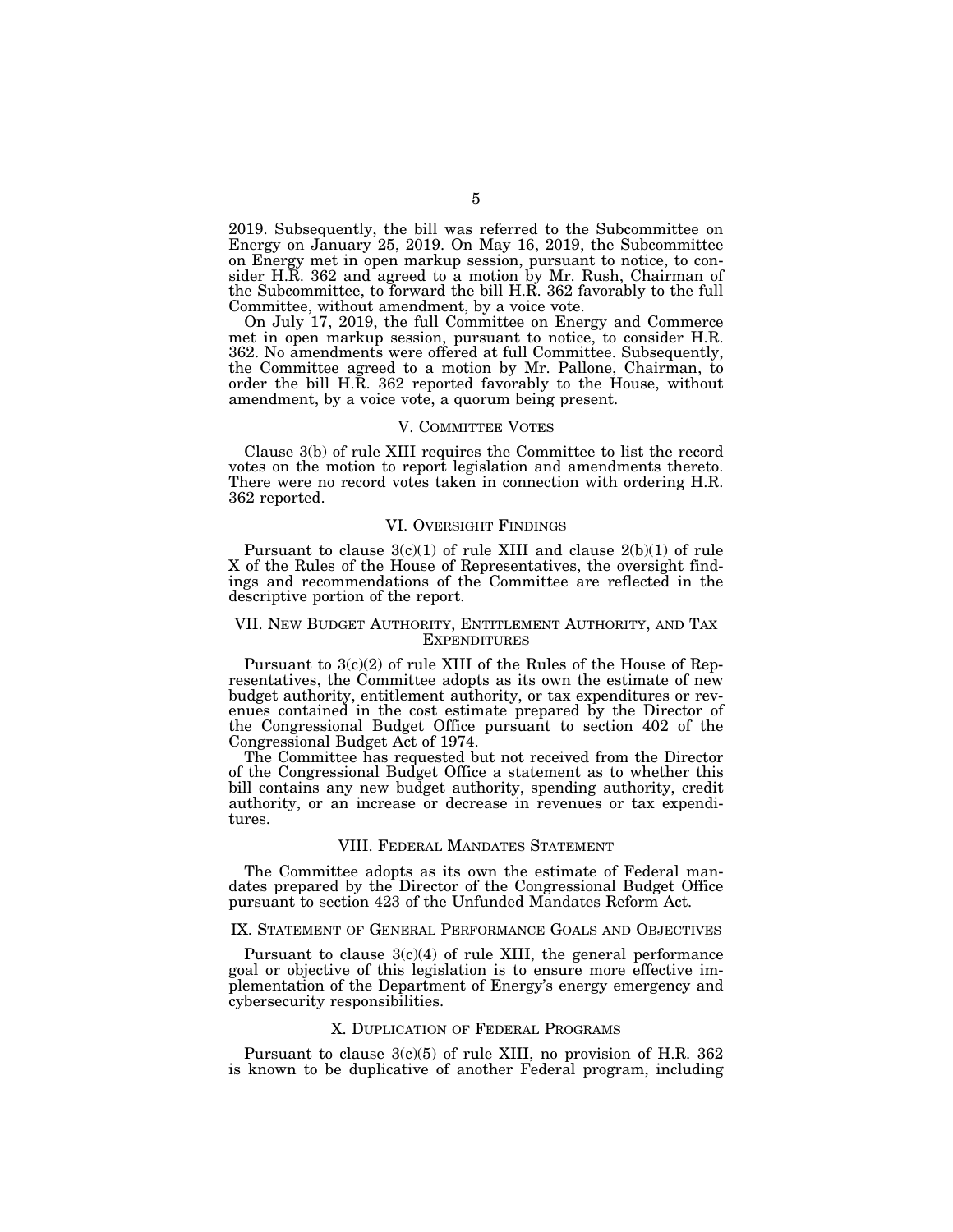2019. Subsequently, the bill was referred to the Subcommittee on Energy on January 25, 2019. On May 16, 2019, the Subcommittee on Energy met in open markup session, pursuant to notice, to consider H.R. 362 and agreed to a motion by Mr. Rush, Chairman of the Subcommittee, to forward the bill H.R. 362 favorably to the full Committee, without amendment, by a voice vote.

On July 17, 2019, the full Committee on Energy and Commerce met in open markup session, pursuant to notice, to consider H.R. 362. No amendments were offered at full Committee. Subsequently, the Committee agreed to a motion by Mr. Pallone, Chairman, to order the bill H.R. 362 reported favorably to the House, without amendment, by a voice vote, a quorum being present.

## V. Committee Votes

Clause 3(b) of rule XIII requires the Committee to list the record votes on the motion to report legislation and amendments thereto. There were no record votes taken in connection with ordering H.R. 362 reported.

## VI. Oversight Findings

Pursuant to clause 3(c)(1) of rule XIII and clause 2(b)(1) of rule X of the Rules of the House of Representatives, the oversight findings and recommendations of the Committee are reflected in the descriptive portion of the report.

## VII. New Budget Authority, Entitlement Authority, and Tax Expenditures

Pursuant to 3(c)(2) of rule XIII of the Rules of the House of Representatives, the Committee adopts as its own the estimate of new budget authority, entitlement authority, or tax expenditures or revenues contained in the cost estimate prepared by the Director of the Congressional Budget Office pursuant to section 402 of the Congressional Budget Act of 1974.

The Committee has requested but not received from the Director of the Congressional Budget Office a statement as to whether this bill contains any new budget authority, spending authority, credit authority, or an increase or decrease in revenues or tax expenditures.

## VIII. Federal Mandates Statement

The Committee adopts as its own the estimate of Federal mandates prepared by the Director of the Congressional Budget Office pursuant to section 423 of the Unfunded Mandates Reform Act.

## IX. Statement of General Performance Goals and Objectives

Pursuant to clause 3(c)(4) of rule XIII, the general performance goal or objective of this legislation is to ensure more effective implementation of the Department of Energy's energy emergency and cybersecurity responsibilities.

## X. Duplication of Federal Programs

Pursuant to clause 3(c)(5) of rule XIII, no provision of H.R. 362 is known to be duplicative of another Federal program, including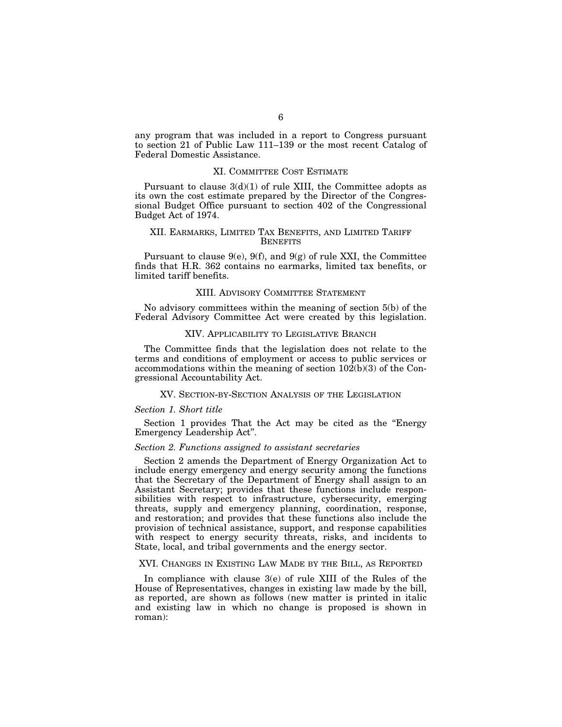any program that was included in a report to Congress pursuant to section 21 of Public Law 111–139 or the most recent Catalog of Federal Domestic Assistance.

## XI. Committee Cost Estimate

Pursuant to clause 3(d)(1) of rule XIII, the Committee adopts as its own the cost estimate prepared by the Director of the Congressional Budget Office pursuant to section 402 of the Congressional Budget Act of 1974.

## XII. Earmarks, Limited Tax Benefits, and Limited Tariff Benefits

Pursuant to clause 9(e), 9(f), and 9(g) of rule XXI, the Committee finds that H.R. 362 contains no earmarks, limited tax benefits, or limited tariff benefits.

## XIII. Advisory Committee Statement

No advisory committees within the meaning of section 5(b) of the Federal Advisory Committee Act were created by this legislation.

## XIV. Applicability to Legislative Branch

The Committee finds that the legislation does not relate to the terms and conditions of employment or access to public services or accommodations within the meaning of section 102(b)(3) of the Congressional Accountability Act.

## XV. Section-by-Section Analysis of the Legislation

### *Section 1. Short title*

Section 1 provides That the Act may be cited as the "Energy Emergency Leadership Act".

### *Section 2. Functions assigned to assistant secretaries*

Section 2 amends the Department of Energy Organization Act to include energy emergency and energy security among the functions that the Secretary of the Department of Energy shall assign to an Assistant Secretary; provides that these functions include responsibilities with respect to infrastructure, cybersecurity, emerging threats, supply and emergency planning, coordination, response, and restoration; and provides that these functions also include the provision of technical assistance, support, and response capabilities with respect to energy security threats, risks, and incidents to State, local, and tribal governments and the energy sector.

## XVI. Changes in Existing Law Made by the Bill, as Reported

In compliance with clause 3(e) of rule XIII of the Rules of the House of Representatives, changes in existing law made by the bill, as reported, are shown as follows (new matter is printed in italic and existing law in which no change is proposed is shown in roman):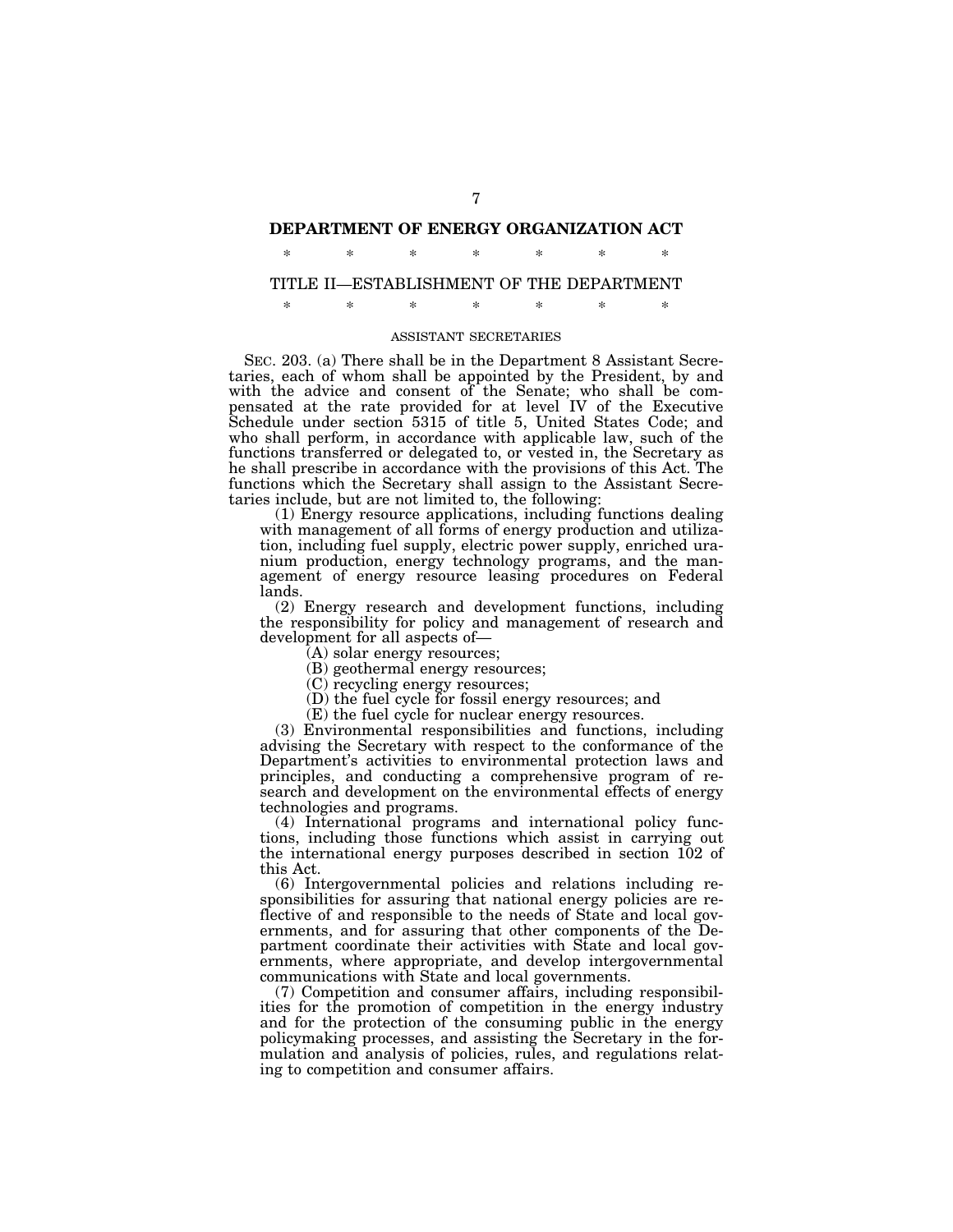## DEPARTMENT OF ENERGY ORGANIZATION ACT

\* \* \* \* \* \* \*

### TITLE II—ESTABLISHMENT OF THE DEPARTMENT

\* \* \* \* \* \* \*

#### ASSISTANT SECRETARIES

SEC. 203. (a) There shall be in the Department 8 Assistant Secretaries, each of whom shall be appointed by the President, by and with the advice and consent of the Senate; who shall be compensated at the rate provided for at level IV of the Executive Schedule under section 5315 of title 5, United States Code; and who shall perform, in accordance with applicable law, such of the functions transferred or delegated to, or vested in, the Secretary as he shall prescribe in accordance with the provisions of this Act. The functions which the Secretary shall assign to the Assistant Secretaries include, but are not limited to, the following:

(1) Energy resource applications, including functions dealing with management of all forms of energy production and utilization, including fuel supply, electric power supply, enriched uranium production, energy technology programs, and the management of energy resource leasing procedures on Federal lands.

(2) Energy research and development functions, including the responsibility for policy and management of research and development for all aspects of—

(A) solar energy resources;

(B) geothermal energy resources;

(C) recycling energy resources;

(D) the fuel cycle for fossil energy resources; and

(E) the fuel cycle for nuclear energy resources.

(3) Environmental responsibilities and functions, including advising the Secretary with respect to the conformance of the Department's activities to environmental protection laws and principles, and conducting a comprehensive program of research and development on the environmental effects of energy technologies and programs.

(4) International programs and international policy functions, including those functions which assist in carrying out the international energy purposes described in section 102 of this Act.

(6) Intergovernmental policies and relations including responsibilities for assuring that national energy policies are reflective of and responsible to the needs of State and local governments, and for assuring that other components of the Department coordinate their activities with State and local governments, where appropriate, and develop intergovernmental communications with State and local governments.

(7) Competition and consumer affairs, including responsibilities for the promotion of competition in the energy industry and for the protection of the consuming public in the energy policymaking processes, and assisting the Secretary in the formulation and analysis of policies, rules, and regulations relating to competition and consumer affairs.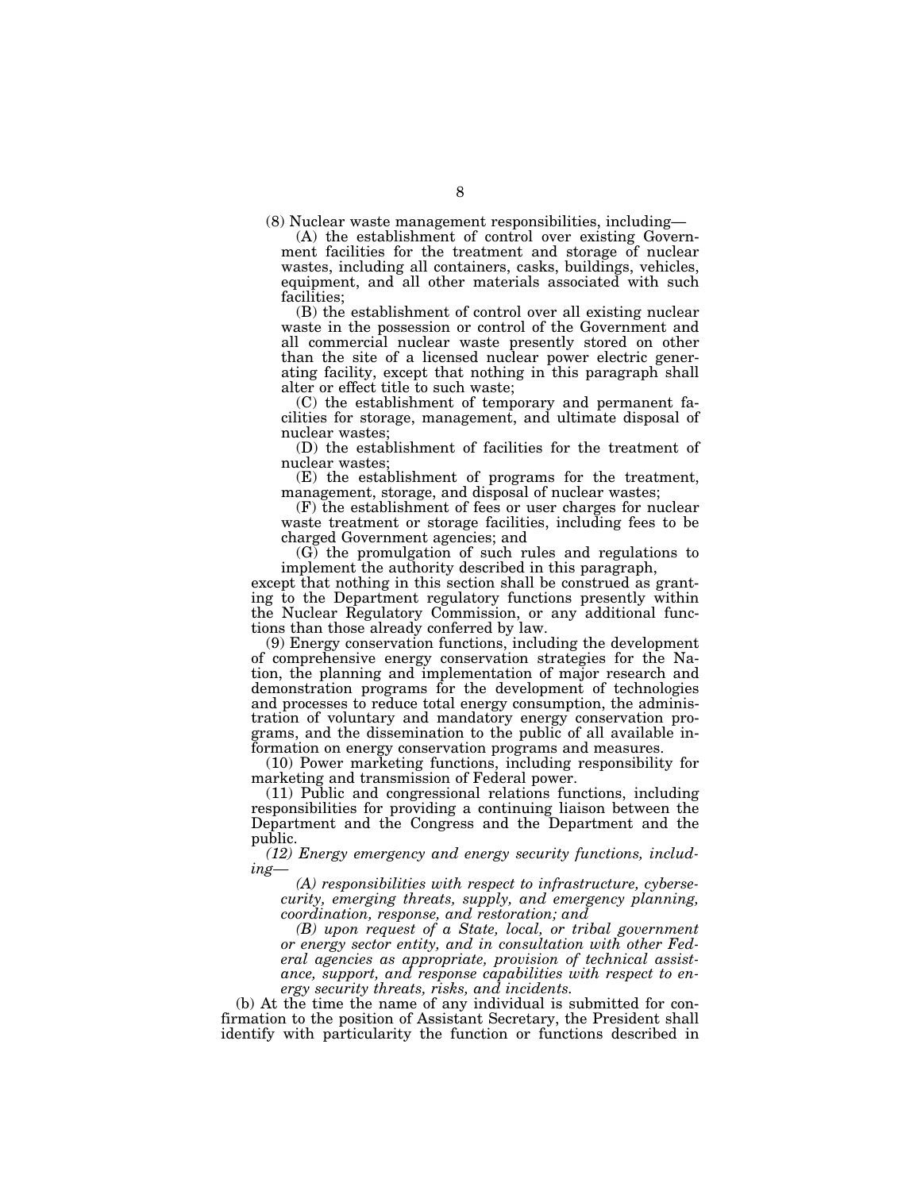(8) Nuclear waste management responsibilities, including—

(A) the establishment of control over existing Government facilities for the treatment and storage of nuclear wastes, including all containers, casks, buildings, vehicles, equipment, and all other materials associated with such facilities;

(B) the establishment of control over all existing nuclear waste in the possession or control of the Government and all commercial nuclear waste presently stored on other than the site of a licensed nuclear power electric generating facility, except that nothing in this paragraph shall alter or effect title to such waste;

(C) the establishment of temporary and permanent facilities for storage, management, and ultimate disposal of nuclear wastes;

(D) the establishment of facilities for the treatment of nuclear wastes;

(E) the establishment of programs for the treatment, management, storage, and disposal of nuclear wastes;

(F) the establishment of fees or user charges for nuclear waste treatment or storage facilities, including fees to be charged Government agencies; and

(G) the promulgation of such rules and regulations to implement the authority described in this paragraph,

except that nothing in this section shall be construed as granting to the Department regulatory functions presently within the Nuclear Regulatory Commission, or any additional functions than those already conferred by law.

(9) Energy conservation functions, including the development of comprehensive energy conservation strategies for the Nation, the planning and implementation of major research and demonstration programs for the development of technologies and processes to reduce total energy consumption, the administration of voluntary and mandatory energy conservation programs, and the dissemination to the public of all available information on energy conservation programs and measures.

(10) Power marketing functions, including responsibility for marketing and transmission of Federal power.

(11) Public and congressional relations functions, including responsibilities for providing a continuing liaison between the Department and the Congress and the Department and the public.

*(12) Energy emergency and energy security functions, including—*

*(A) responsibilities with respect to infrastructure, cybersecurity, emerging threats, supply, and emergency planning, coordination, response, and restoration; and*

*(B) upon request of a State, local, or tribal government or energy sector entity, and in consultation with other Federal agencies as appropriate, provision of technical assistance, support, and response capabilities with respect to energy security threats, risks, and incidents.*

(b) At the time the name of any individual is submitted for confirmation to the position of Assistant Secretary, the President shall identify with particularity the function or functions described in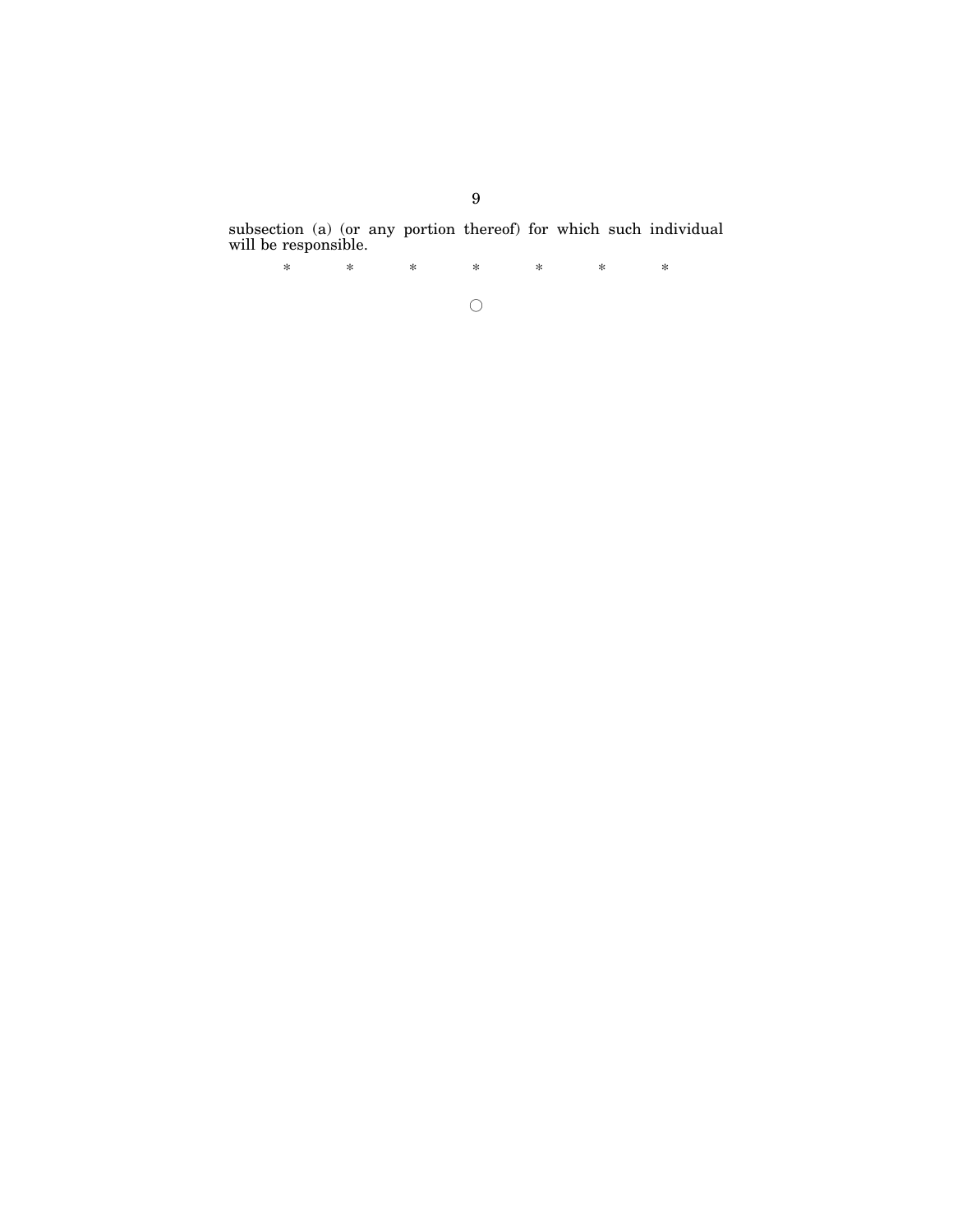subsection (a) (or any portion thereof) for which such individual will be responsible.

\* \* \* \* \* \* \*

○